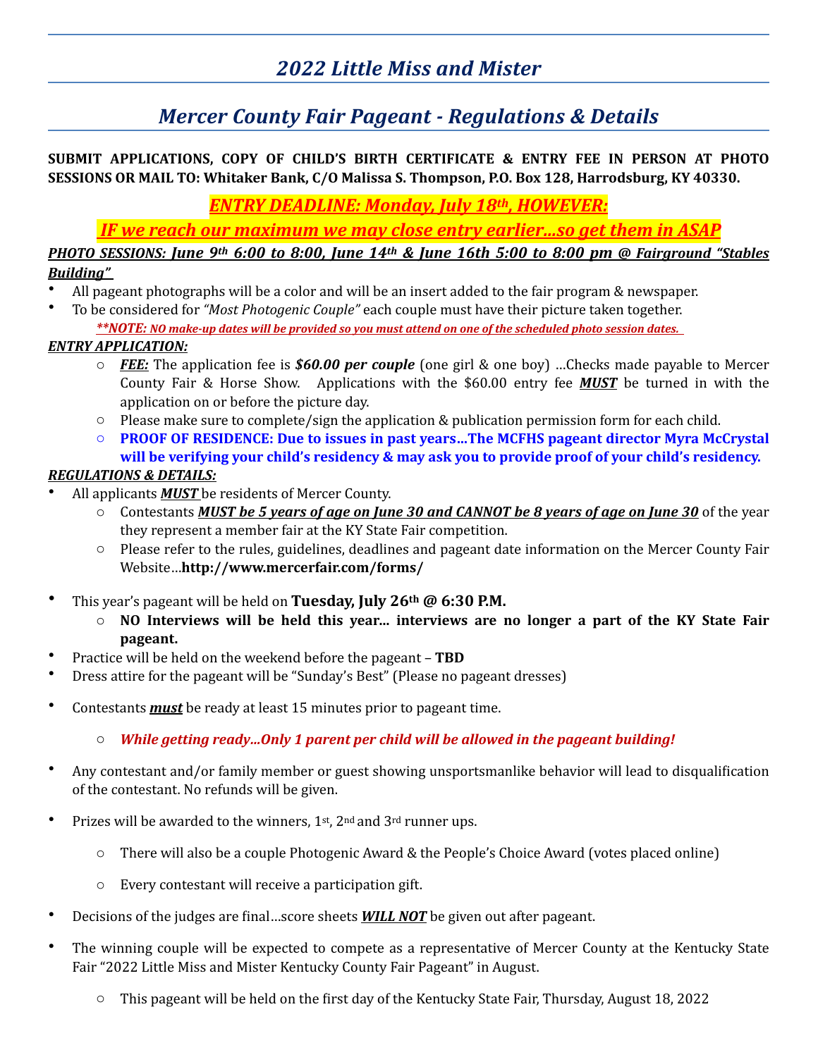# *2022 Little Miss and Mister*

## *Mercer County Fair Pageant - Regulations & Details*

**SUBMIT APPLICATIONS, COPY OF CHILD'S BIRTH CERTIFICATE & ENTRY FEE IN PERSON AT PHOTO SESSIONS OR MAIL TO: Whitaker Bank, C/O Malissa S. Thompson, P.O. Box 128, Harrodsburg, KY 40330.**

***ENTRY DEADLINE: Monday, July 18th, HOWEVER:***

***IF we reach our maximum we may close entry earlier…so get them in ASAP***

***PHOTO SESSIONS: June 9th 6:00 to 8:00, June 14th & June 16th 5:00 to 8:00 pm @ Fairground "Stables Building"***

- All pageant photographs will be a color and will be an insert added to the fair program & newspaper.
- To be considered for *"Most Photogenic Couple"* each couple must have their picture taken together.

***\*\*NOTE: NO make-up dates will be provided so you must attend on one of the scheduled photo session dates.***

***ENTRY APPLICATION:***

- ***FEE:*** The application fee is ***$60.00 per couple*** (one girl & one boy) …Checks made payable to Mercer County Fair & Horse Show. Applications with the $60.00 entry fee ***MUST*** be turned in with the application on or before the picture day.
- Please make sure to complete/sign the application & publication permission form for each child.
- **PROOF OF RESIDENCE: Due to issues in past years…The MCFHS pageant director Myra McCrystal will be verifying your child's residency & may ask you to provide proof of your child's residency.**

***REGULATIONS & DETAILS:***

- All applicants ***MUST*** be residents of Mercer County.
  - Contestants ***MUST be 5 years of age on June 30 and CANNOT be 8 years of age on June 30*** of the year they represent a member fair at the KY State Fair competition.
  - Please refer to the rules, guidelines, deadlines and pageant date information on the Mercer County Fair Website…**http://www.mercerfair.com/forms/**
- This year's pageant will be held on **Tuesday, July 26th @ 6:30 P.M.**
  - **NO Interviews will be held this year… interviews are no longer a part of the KY State Fair pageant.**
- Practice will be held on the weekend before the pageant – **TBD**
- Dress attire for the pageant will be "Sunday's Best" (Please no pageant dresses)
- Contestants ***must*** be ready at least 15 minutes prior to pageant time.
  - ***While getting ready…Only 1 parent per child will be allowed in the pageant building!***
- Any contestant and/or family member or guest showing unsportsmanlike behavior will lead to disqualification of the contestant. No refunds will be given.
- Prizes will be awarded to the winners, 1st, 2nd and 3rd runner ups.
  - There will also be a couple Photogenic Award & the People's Choice Award (votes placed online)
  - Every contestant will receive a participation gift.
- Decisions of the judges are final…score sheets ***WILL NOT*** be given out after pageant.
- The winning couple will be expected to compete as a representative of Mercer County at the Kentucky State Fair "2022 Little Miss and Mister Kentucky County Fair Pageant" in August.
  - This pageant will be held on the first day of the Kentucky State Fair, Thursday, August 18, 2022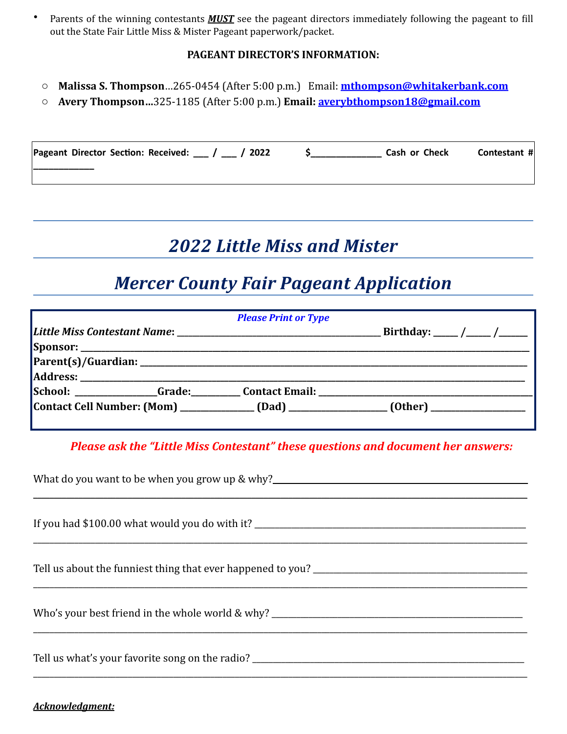- Parents of the winning contestants ***MUST*** see the pageant directors immediately following the pageant to fill out the State Fair Little Miss & Mister Pageant paperwork/packet.

**PAGEANT DIRECTOR'S INFORMATION:**

- **Malissa S. Thompson**…265-0454 (After 5:00 p.m.) Email: **mthompson@whitakerbank.com**
- **Avery Thompson…**325-1185 (After 5:00 p.m.) **Email: averybthompson18@gmail.com**

**Pageant Director Section: Received: ___ / ___ / 2022 $______________ Cash or Check Contestant # ____________**

# *2022 Little Miss and Mister*

# *Mercer County Fair Pageant Application*

***Please Print or Type***

***Little Miss Contestant Name*: ________________________________________ Birthday: _____ /_____ /______**

**Sponsor: ______________________________________________________________________________**

**Parent(s)/Guardian: _______________________________________________________________________**

**Address: _______________________________________________________________________________**

**School: _________________Grade:__________ Contact Email: ____________________________________**

**Contact Cell Number: (Mom) _______________ (Dad) ____________________ (Other) ___________________**

***Please ask the "Little Miss Contestant" these questions and document her answers:***

What do you want to be when you grow up & why?________________________________________________

_______________________________________________________________________________________

If you had $100.00 what would you do with it? __________________________________________________

_______________________________________________________________________________________

Tell us about the funniest thing that ever happened to you? _______________________________________

_______________________________________________________________________________________

Who's your best friend in the whole world & why? ______________________________________________

_______________________________________________________________________________________

Tell us what's your favorite song on the radio? __________________________________________________

_______________________________________________________________________________________

***Acknowledgment:***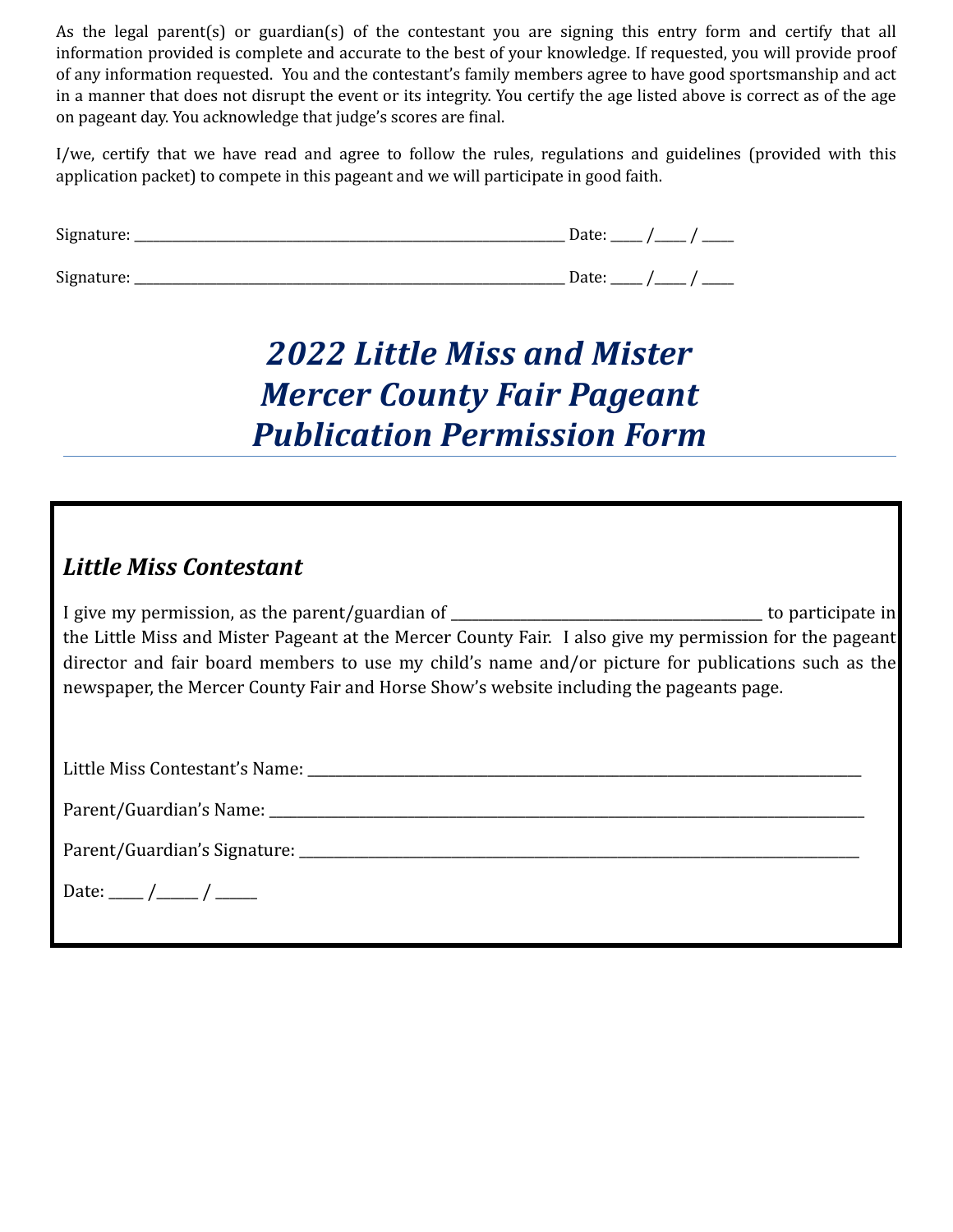As the legal parent(s) or guardian(s) of the contestant you are signing this entry form and certify that all information provided is complete and accurate to the best of your knowledge. If requested, you will provide proof of any information requested. You and the contestant's family members agree to have good sportsmanship and act in a manner that does not disrupt the event or its integrity. You certify the age listed above is correct as of the age on pageant day. You acknowledge that judge's scores are final.

I/we, certify that we have read and agree to follow the rules, regulations and guidelines (provided with this application packet) to compete in this pageant and we will participate in good faith.

Signature: ______________________________________________ Date: ____ /____ / ____

Signature: ______________________________________________ Date: ____ /____ / ____

# *2022 Little Miss and Mister Mercer County Fair Pageant Publication Permission Form*

## *Little Miss Contestant*

I give my permission, as the parent/guardian of ______________________________ to participate in the Little Miss and Mister Pageant at the Mercer County Fair. I also give my permission for the pageant director and fair board members to use my child's name and/or picture for publications such as the newspaper, the Mercer County Fair and Horse Show's website including the pageants page.

Little Miss Contestant's Name: ______________________________________________

Parent/Guardian's Name: ______________________________________________

Parent/Guardian's Signature: ______________________________________________

Date: _____ /______ / ______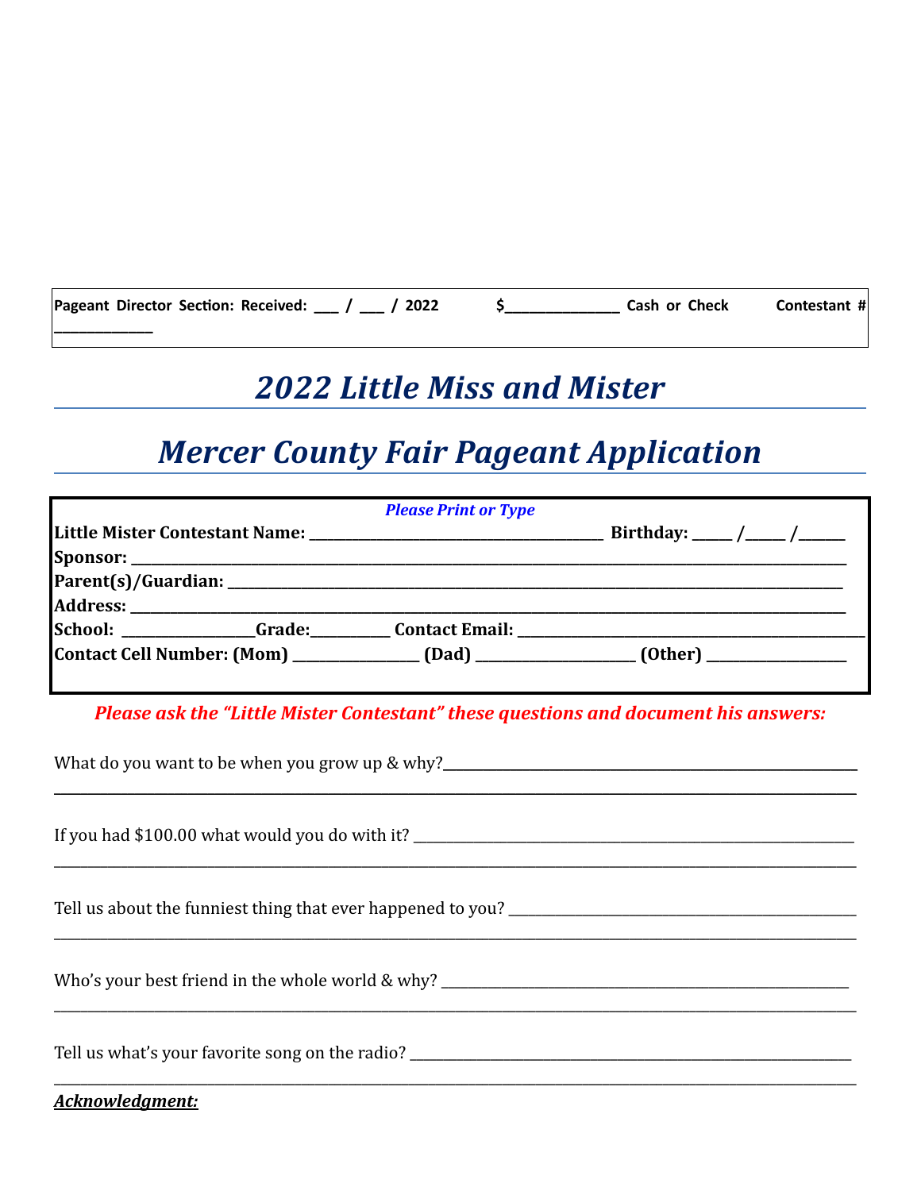**Pageant Director Section: Received: ___ / ___ / 2022 $_____________ Cash or Check Contestant # ___________**

# *2022 Little Miss and Mister*

# *Mercer County Fair Pageant Application*

*Please Print or Type*

**Little Mister Contestant Name:** ___________________________________ **Birthday:** _____ /_____ /______

**Sponsor:** ______________________________________________________________________________________

**Parent(s)/Guardian:** ______________________________________________________________________________

**Address:** ______________________________________________________________________________________

**School:** ________________**Grade:**__________ **Contact Email:** ___________________________________________

**Contact Cell Number: (Mom)** ________________ **(Dad)** ____________________ **(Other)** _________________

***Please ask the "Little Mister Contestant" these questions and document his answers:***

What do you want to be when you grow up & why?_______________________________________________________

_____________________________________________________________________________________________

If you had $100.00 what would you do with it? ________________________________________________________

_____________________________________________________________________________________________

Tell us about the funniest thing that ever happened to you? ______________________________________________

_____________________________________________________________________________________________

Who's your best friend in the whole world & why? _____________________________________________________

_____________________________________________________________________________________________

Tell us what's your favorite song on the radio? ________________________________________________________

_____________________________________________________________________________________________

***Acknowledgment:***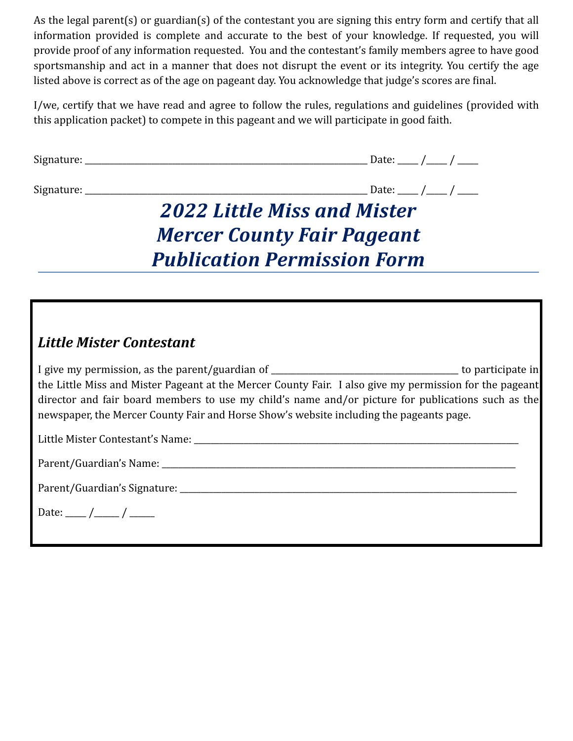As the legal parent(s) or guardian(s) of the contestant you are signing this entry form and certify that all information provided is complete and accurate to the best of your knowledge. If requested, you will provide proof of any information requested. You and the contestant's family members agree to have good sportsmanship and act in a manner that does not disrupt the event or its integrity. You certify the age listed above is correct as of the age on pageant day. You acknowledge that judge's scores are final.

I/we, certify that we have read and agree to follow the rules, regulations and guidelines (provided with this application packet) to compete in this pageant and we will participate in good faith.

Signature: ________________________________________________________________ Date: _____ /_____ / _____

Signature: ________________________________________________________________ Date: _____ /_____ / _____

# *2022 Little Miss and Mister Mercer County Fair Pageant Publication Permission Form*

### *Little Mister Contestant*

I give my permission, as the parent/guardian of ____________________________________________ to participate in the Little Miss and Mister Pageant at the Mercer County Fair. I also give my permission for the pageant director and fair board members to use my child's name and/or picture for publications such as the newspaper, the Mercer County Fair and Horse Show's website including the pageants page.

Little Mister Contestant's Name: ____________________________________________________________________________

Parent/Guardian's Name: ____________________________________________________________________________________

Parent/Guardian's Signature: ________________________________________________________________________________

Date: _____ /______ / ______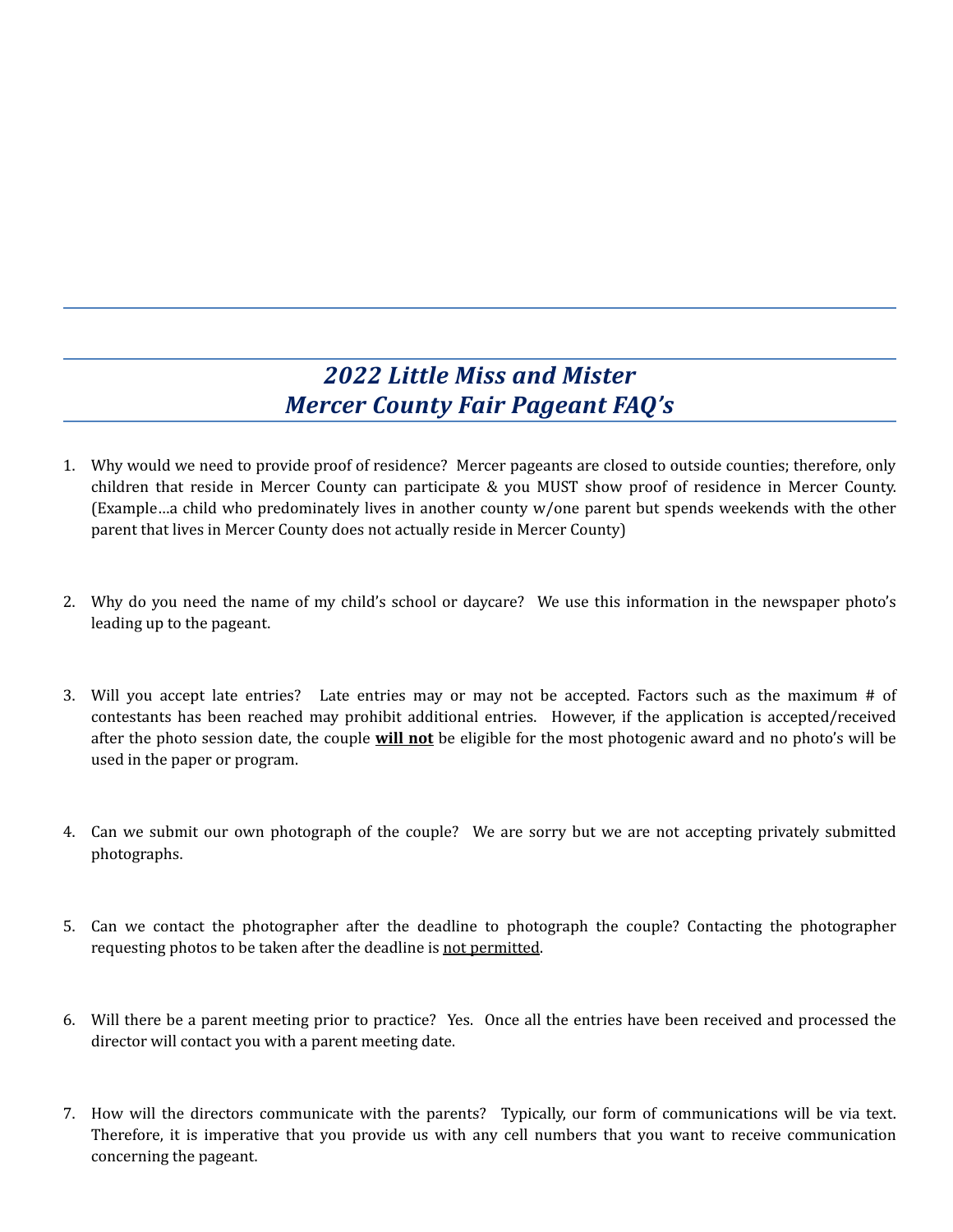# *2022 Little Miss and Mister*
# *Mercer County Fair Pageant FAQ's*

1. Why would we need to provide proof of residence? Mercer pageants are closed to outside counties; therefore, only children that reside in Mercer County can participate & you MUST show proof of residence in Mercer County. (Example…a child who predominately lives in another county w/one parent but spends weekends with the other parent that lives in Mercer County does not actually reside in Mercer County)

2. Why do you need the name of my child's school or daycare? We use this information in the newspaper photo's leading up to the pageant.

3. Will you accept late entries? Late entries may or may not be accepted. Factors such as the maximum # of contestants has been reached may prohibit additional entries. However, if the application is accepted/received after the photo session date, the couple **will not** be eligible for the most photogenic award and no photo's will be used in the paper or program.

4. Can we submit our own photograph of the couple? We are sorry but we are not accepting privately submitted photographs.

5. Can we contact the photographer after the deadline to photograph the couple? Contacting the photographer requesting photos to be taken after the deadline is not permitted.

6. Will there be a parent meeting prior to practice? Yes. Once all the entries have been received and processed the director will contact you with a parent meeting date.

7. How will the directors communicate with the parents? Typically, our form of communications will be via text. Therefore, it is imperative that you provide us with any cell numbers that you want to receive communication concerning the pageant.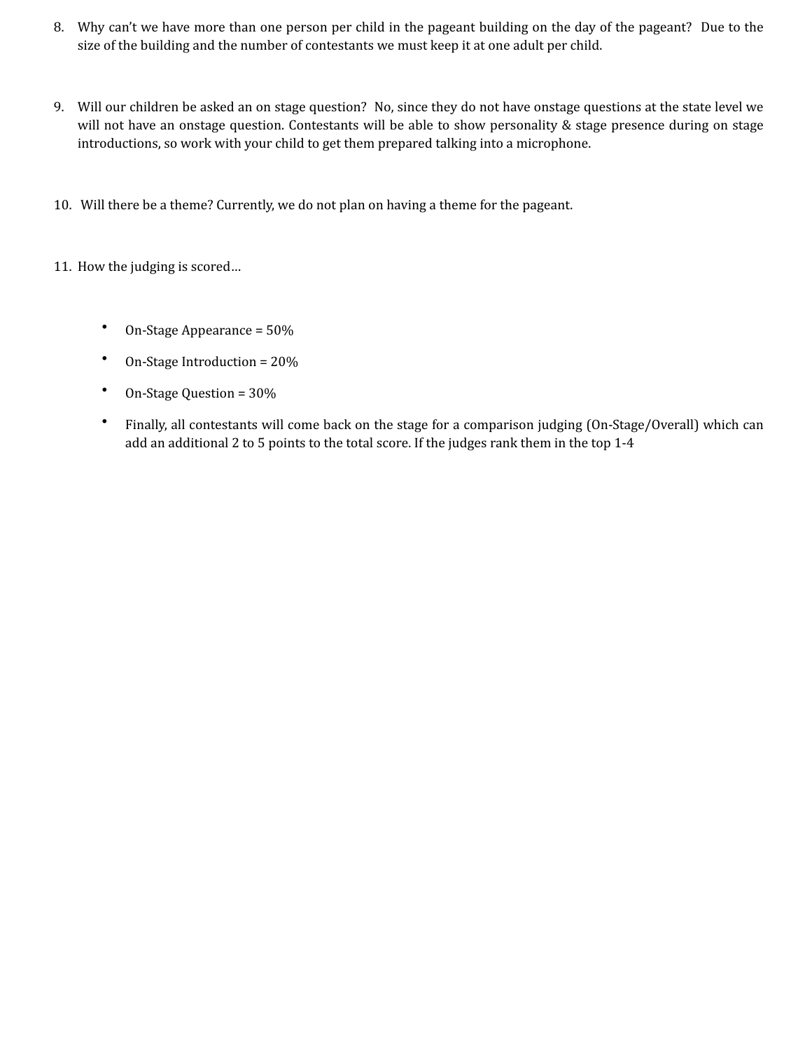8. Why can't we have more than one person per child in the pageant building on the day of the pageant? Due to the size of the building and the number of contestants we must keep it at one adult per child.

9. Will our children be asked an on stage question? No, since they do not have onstage questions at the state level we will not have an onstage question. Contestants will be able to show personality & stage presence during on stage introductions, so work with your child to get them prepared talking into a microphone.

10. Will there be a theme? Currently, we do not plan on having a theme for the pageant.

11. How the judging is scored…

    - On-Stage Appearance = 50%
    - On-Stage Introduction = 20%
    - On-Stage Question = 30%
    - Finally, all contestants will come back on the stage for a comparison judging (On-Stage/Overall) which can add an additional 2 to 5 points to the total score. If the judges rank them in the top 1-4